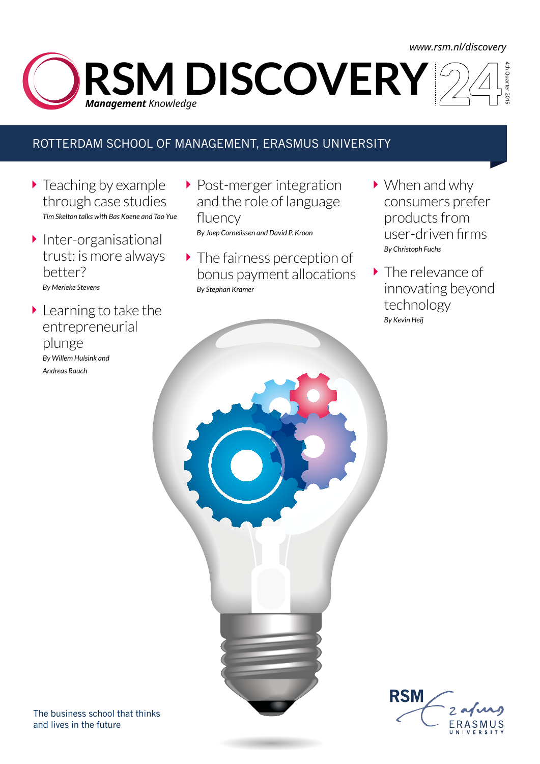www.rsm.nl/discovery

# RSM DISCOVERY 24

***Management** Knowledge*

4th Quarter 2015

ROTTERDAM SCHOOL OF MANAGEMENT, ERASMUS UNIVERSITY

- Teaching by example through case studies
  *Tim Skelton talks with Bas Koene and Tao Yue*

- Inter-organisational trust: is more always better?
  *By Merieke Stevens*

- Learning to take the entrepreneurial plunge
  *By Willem Hulsink and Andreas Rauch*

- Post-merger integration and the role of language fluency
  *By Joep Cornelissen and David P. Kroon*

- The fairness perception of bonus payment allocations
  *By Stephan Kramer*

- When and why consumers prefer products from user-driven firms
  *By Christoph Fuchs*

- The relevance of innovating beyond technology
  *By Kevin Heij*

The business school that thinks and lives in the future

RSM Erasmus University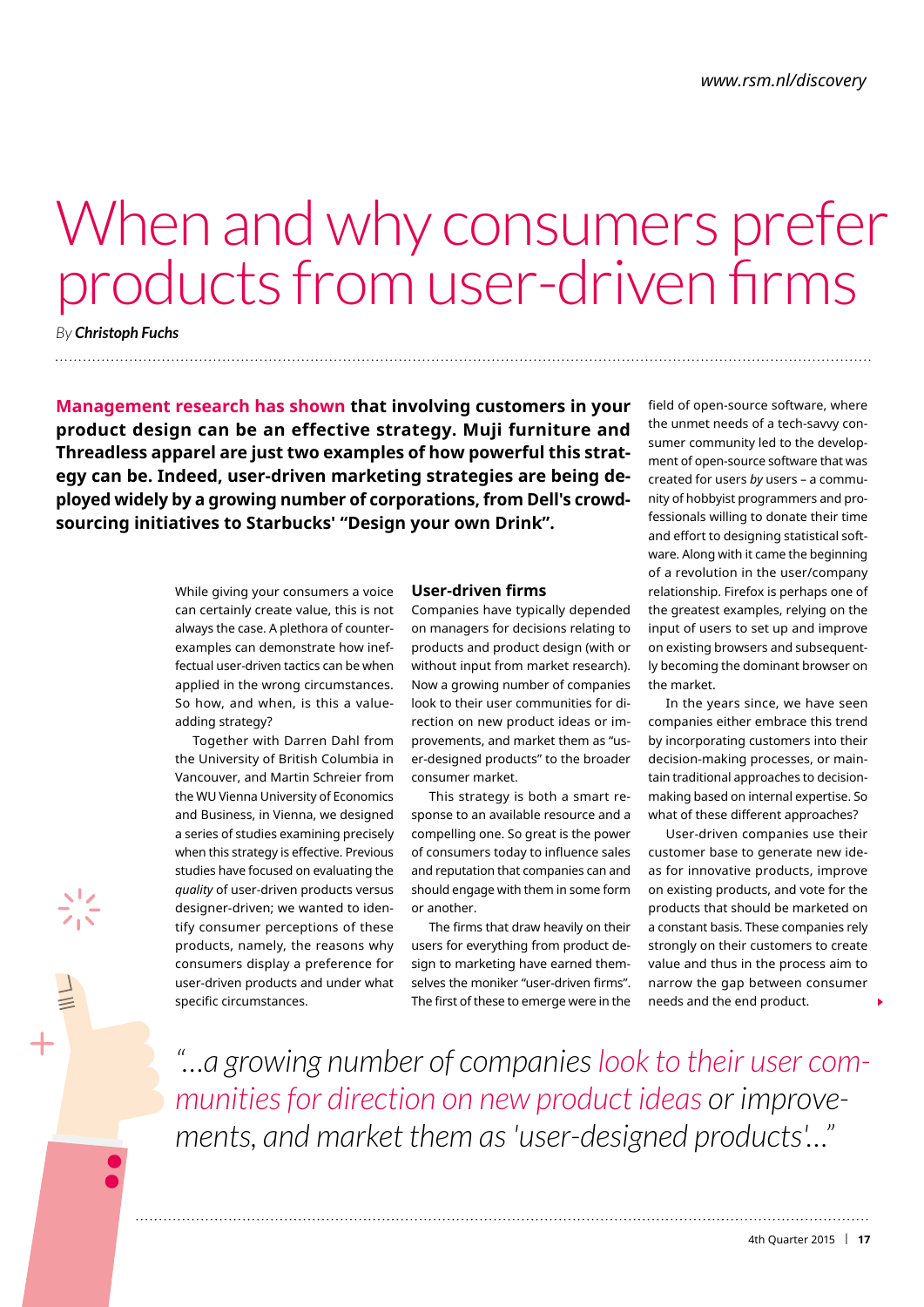# When and why consumers prefer products from user-driven firms

*By **Christoph Fuchs***

**Management research has shown that involving customers in your product design can be an effective strategy. Muji furniture and Threadless apparel are just two examples of how powerful this strategy can be. Indeed, user-driven marketing strategies are being deployed widely by a growing number of corporations, from Dell's crowdsourcing initiatives to Starbucks' "Design your own Drink".**

While giving your consumers a voice can certainly create value, this is not always the case. A plethora of counter-examples can demonstrate how ineffectual user-driven tactics can be when applied in the wrong circumstances. So how, and when, is this a value-adding strategy?

Together with Darren Dahl from the University of British Columbia in Vancouver, and Martin Schreier from the WU Vienna University of Economics and Business, in Vienna, we designed a series of studies examining precisely when this strategy is effective. Previous studies have focused on evaluating the *quality* of user-driven products versus designer-driven; we wanted to identify consumer perceptions of these products, namely, the reasons why consumers display a preference for user-driven products and under what specific circumstances.

## User-driven firms

Companies have typically depended on managers for decisions relating to products and product design (with or without input from market research). Now a growing number of companies look to their user communities for direction on new product ideas or improvements, and market them as "user-designed products" to the broader consumer market.

This strategy is both a smart response to an available resource and a compelling one. So great is the power of consumers today to influence sales and reputation that companies can and should engage with them in some form or another.

The firms that draw heavily on their users for everything from product design to marketing have earned themselves the moniker "user-driven firms". The first of these to emerge were in the field of open-source software, where the unmet needs of a tech-savvy consumer community led to the development of open-source software that was created for users *by* users – a community of hobbyist programmers and professionals willing to donate their time and effort to designing statistical software. Along with it came the beginning of a revolution in the user/company relationship. Firefox is perhaps one of the greatest examples, relying on the input of users to set up and improve on existing browsers and subsequently becoming the dominant browser on the market.

In the years since, we have seen companies either embrace this trend by incorporating customers into their decision-making processes, or maintain traditional approaches to decision-making based on internal expertise. So what of these different approaches?

User-driven companies use their customer base to generate new ideas for innovative products, improve on existing products, and vote for the products that should be marketed on a constant basis. These companies rely strongly on their customers to create value and thus in the process aim to narrow the gap between consumer needs and the end product.

*"...a growing number of companies look to their user communities for direction on new product ideas or improvements, and market them as 'user-designed products'..."*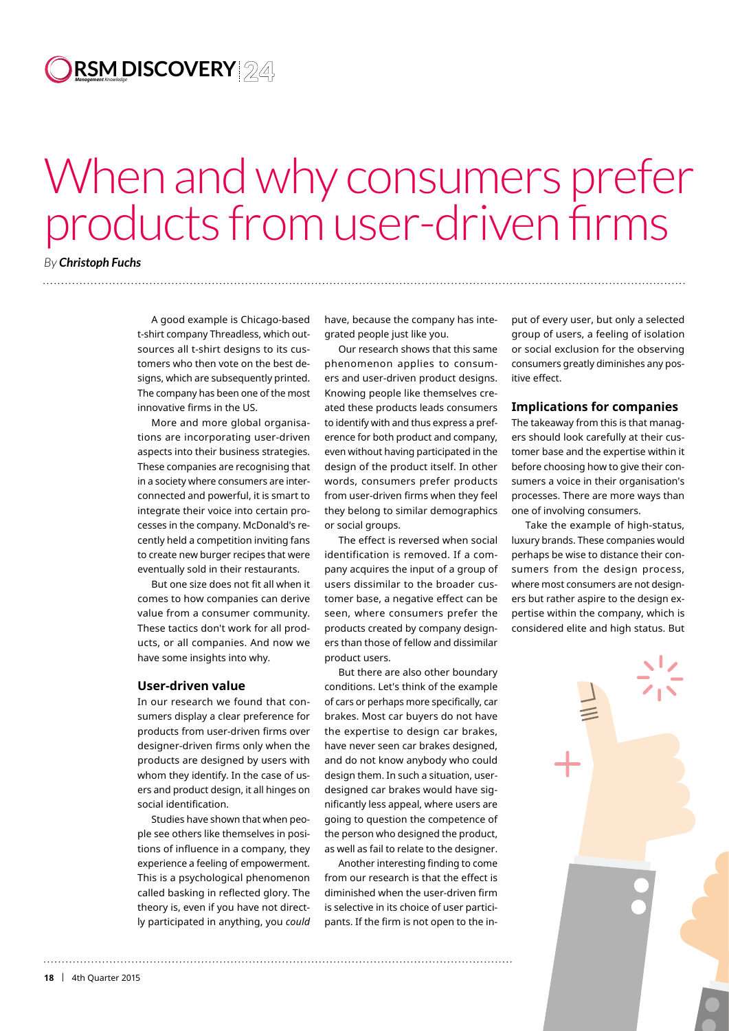# When and why consumers prefer products from user-driven firms

*By **Christoph Fuchs***

A good example is Chicago-based t-shirt company Threadless, which outsources all t-shirt designs to its customers who then vote on the best designs, which are subsequently printed. The company has been one of the most innovative firms in the US.

More and more global organisations are incorporating user-driven aspects into their business strategies. These companies are recognising that in a society where consumers are interconnected and powerful, it is smart to integrate their voice into certain processes in the company. McDonald's recently held a competition inviting fans to create new burger recipes that were eventually sold in their restaurants.

But one size does not fit all when it comes to how companies can derive value from a consumer community. These tactics don't work for all products, or all companies. And now we have some insights into why.

### User-driven value

In our research we found that consumers display a clear preference for products from user-driven firms over designer-driven firms only when the products are designed by users with whom they identify. In the case of users and product design, it all hinges on social identification.

Studies have shown that when people see others like themselves in positions of influence in a company, they experience a feeling of empowerment. This is a psychological phenomenon called basking in reflected glory. The theory is, even if you have not directly participated in anything, you *could* have, because the company has integrated people just like you.

Our research shows that this same phenomenon applies to consumers and user-driven product designs. Knowing people like themselves created these products leads consumers to identify with and thus express a preference for both product and company, even without having participated in the design of the product itself. In other words, consumers prefer products from user-driven firms when they feel they belong to similar demographics or social groups.

The effect is reversed when social identification is removed. If a company acquires the input of a group of users dissimilar to the broader customer base, a negative effect can be seen, where consumers prefer the products created by company designers than those of fellow and dissimilar product users.

But there are also other boundary conditions. Let's think of the example of cars or perhaps more specifically, car brakes. Most car buyers do not have the expertise to design car brakes, have never seen car brakes designed, and do not know anybody who could design them. In such a situation, user-designed car brakes would have significantly less appeal, where users are going to question the competence of the person who designed the product, as well as fail to relate to the designer.

Another interesting finding to come from our research is that the effect is diminished when the user-driven firm is selective in its choice of user participants. If the firm is not open to the input of every user, but only a selected group of users, a feeling of isolation or social exclusion for the observing consumers greatly diminishes any positive effect.

### Implications for companies

The takeaway from this is that managers should look carefully at their customer base and the expertise within it before choosing how to give their consumers a voice in their organisation's processes. There are more ways than one of involving consumers.

Take the example of high-status, luxury brands. These companies would perhaps be wise to distance their consumers from the design process, where most consumers are not designers but rather aspire to the design expertise within the company, which is considered elite and high status. But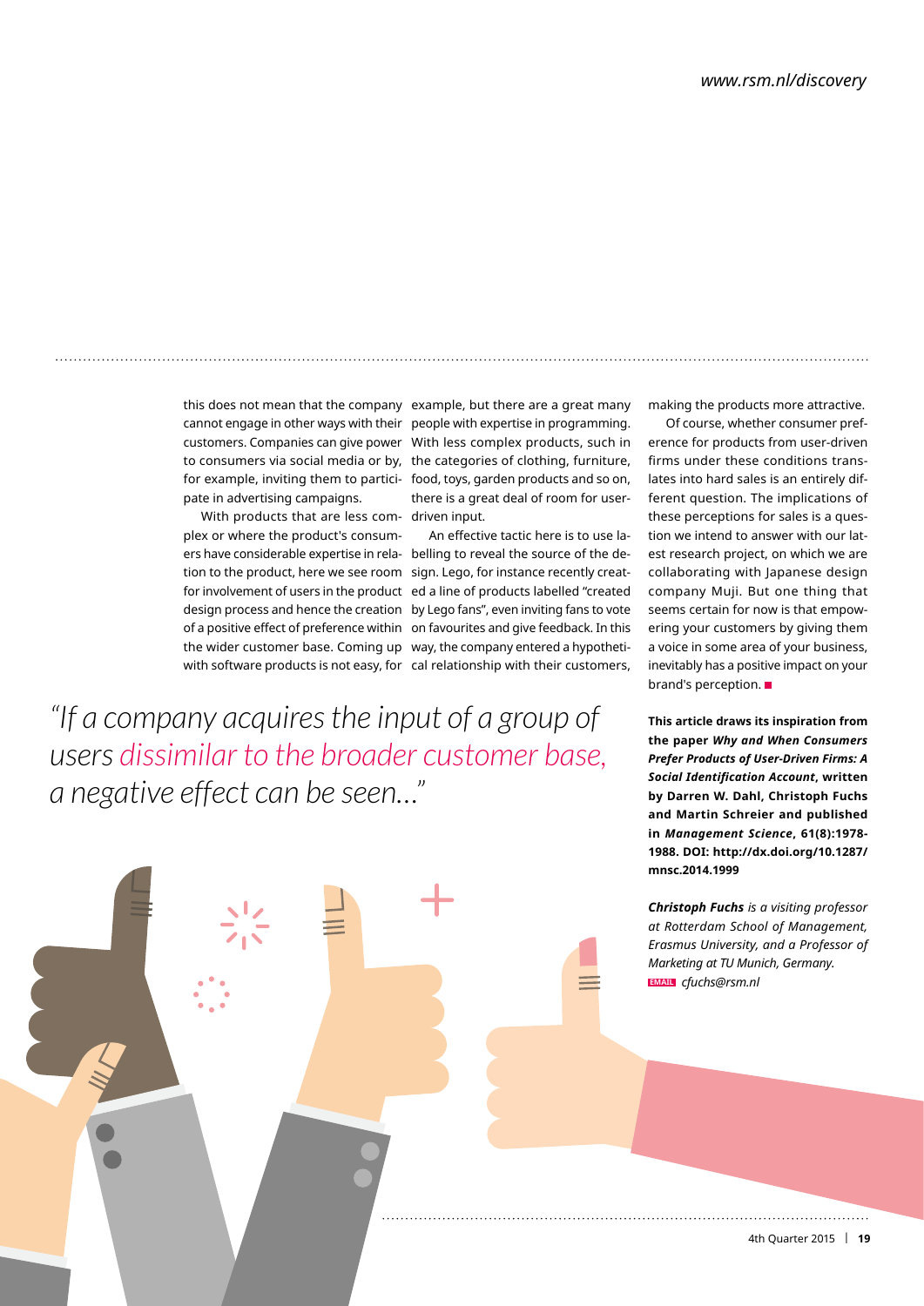this does not mean that the company cannot engage in other ways with their customers. Companies can give power to consumers via social media or by, for example, inviting them to participate in advertising campaigns.

With products that are less complex or where the product's consumers have considerable expertise in relation to the product, here we see room for involvement of users in the product design process and hence the creation of a positive effect of preference within the wider customer base. Coming up with software products is not easy, for example, but there are a great many people with expertise in programming. With less complex products, such in the categories of clothing, furniture, food, toys, garden products and so on, there is a great deal of room for user-driven input.

An effective tactic here is to use labelling to reveal the source of the design. Lego, for instance recently created a line of products labelled "created by Lego fans", even inviting fans to vote on favourites and give feedback. In this way, the company entered a hypothetical relationship with their customers, making the products more attractive.

Of course, whether consumer preference for products from user-driven firms under these conditions translates into hard sales is an entirely different question. The implications of these perceptions for sales is a question we intend to answer with our latest research project, on which we are collaborating with Japanese design company Muji. But one thing that seems certain for now is that empowering your customers by giving them a voice in some area of your business, inevitably has a positive impact on your brand's perception. ■

*"If a company acquires the input of a group of users dissimilar to the broader customer base, a negative effect can be seen..."*

**This article draws its inspiration from the paper *Why and When Consumers Prefer Products of User-Driven Firms: A Social Identification Account*, written by Darren W. Dahl, Christoph Fuchs and Martin Schreier and published in *Management Science*, 61(8):1978-1988. DOI: http://dx.doi.org/10.1287/mnsc.2014.1999**

***Christoph Fuchs*** *is a visiting professor at Rotterdam School of Management, Erasmus University, and a Professor of Marketing at TU Munich, Germany.*
EMAIL *cfuchs@rsm.nl*